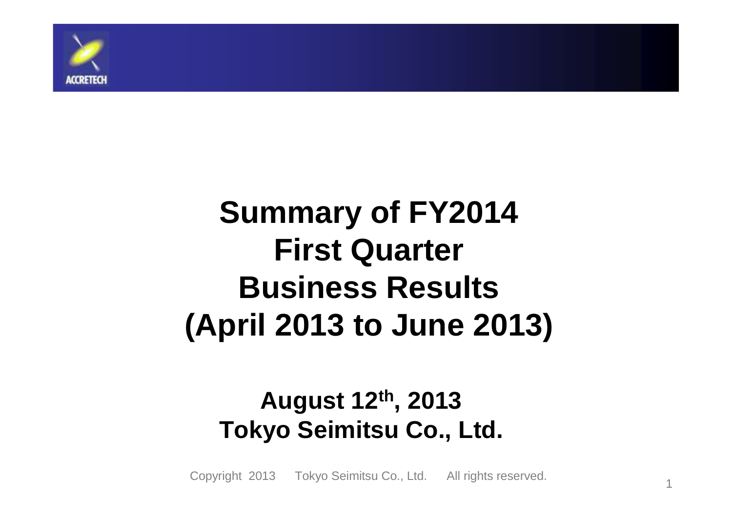# Summary of FY2014 First Quarter Business Results (April 2013 to June 2013)

**August 12th, 2013**
**Tokyo Seimitsu Co., Ltd.**

Copyright 2013 Tokyo Seimitsu Co., Ltd. All rights reserved.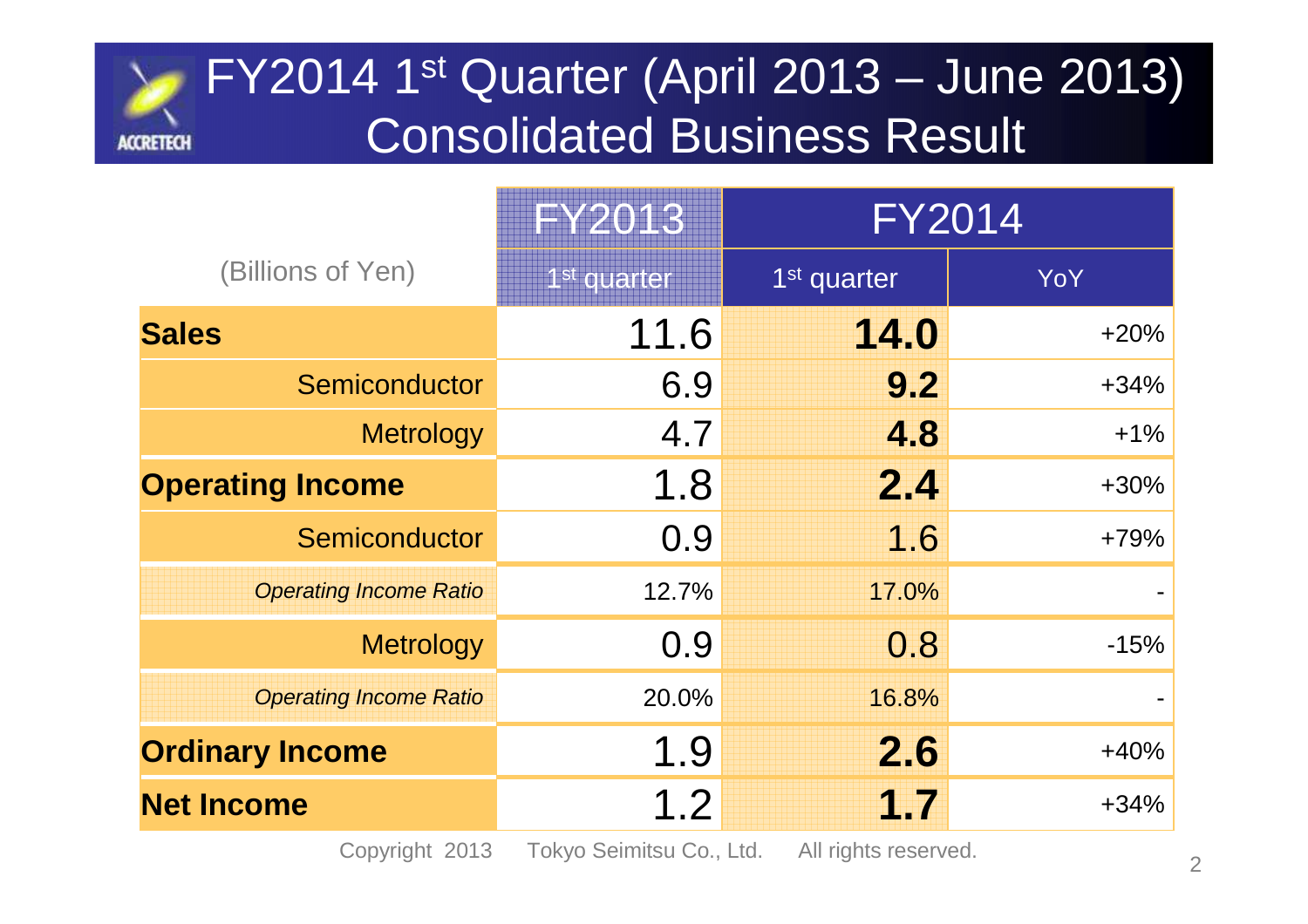# FY2014 1st Quarter (April 2013 – June 2013) Consolidated Business Result

| (Billions of Yen) | FY2013 | FY2014 | |
|---|---|---|---|
| | 1st quarter | 1st quarter | YoY |
| **Sales** | 11.6 | **14.0** | +20% |
| Semiconductor | 6.9 | **9.2** | +34% |
| Metrology | 4.7 | **4.8** | +1% |
| **Operating Income** | 1.8 | **2.4** | +30% |
| Semiconductor | 0.9 | 1.6 | +79% |
| *Operating Income Ratio* | 12.7% | 17.0% | - |
| Metrology | 0.9 | 0.8 | -15% |
| *Operating Income Ratio* | 20.0% | 16.8% | - |
| **Ordinary Income** | 1.9 | **2.6** | +40% |
| **Net Income** | 1.2 | **1.7** | +34% |

Copyright 2013 Tokyo Seimitsu Co., Ltd. All rights reserved.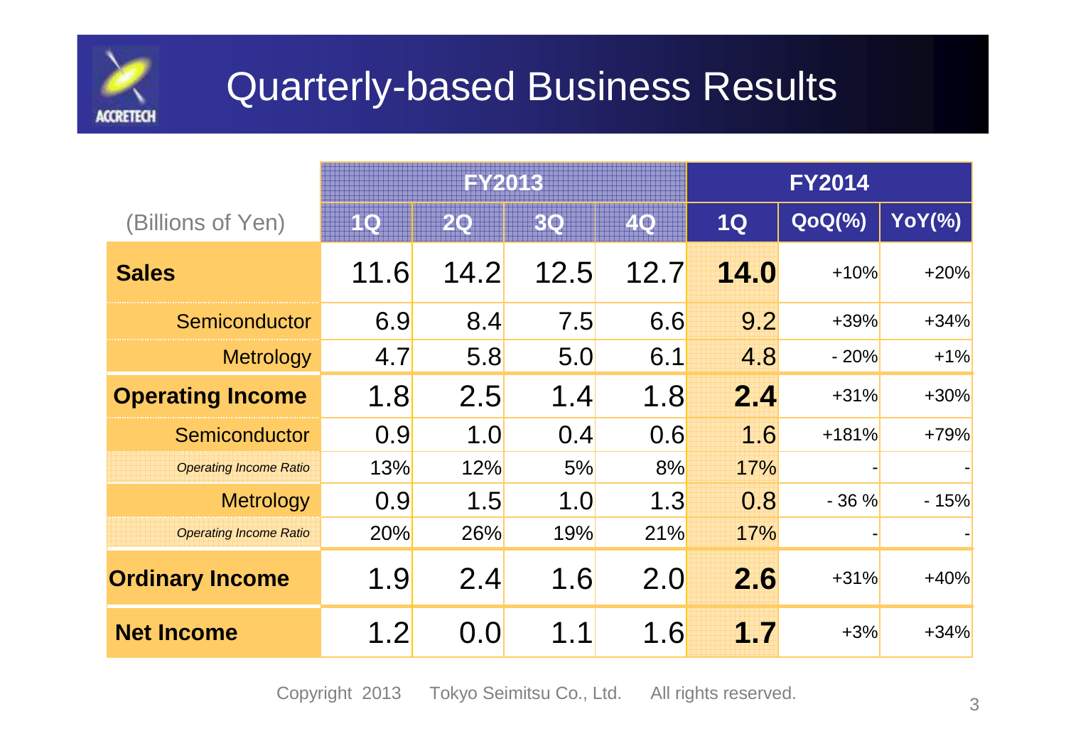# Quarterly-based Business Results

| (Billions of Yen) | FY2013 | | | | FY2014 | | |
|---|---|---|---|---|---|---|---|
| | 1Q | 2Q | 3Q | 4Q | 1Q | QoQ(%) | YoY(%) |
| **Sales** | 11.6 | 14.2 | 12.5 | 12.7 | **14.0** | +10% | +20% |
| Semiconductor | 6.9 | 8.4 | 7.5 | 6.6 | 9.2 | +39% | +34% |
| Metrology | 4.7 | 5.8 | 5.0 | 6.1 | 4.8 | - 20% | +1% |
| **Operating Income** | 1.8 | 2.5 | 1.4 | 1.8 | **2.4** | +31% | +30% |
| Semiconductor | 0.9 | 1.0 | 0.4 | 0.6 | 1.6 | +181% | +79% |
| *Operating Income Ratio* | 13% | 12% | 5% | 8% | 17% | - | - |
| Metrology | 0.9 | 1.5 | 1.0 | 1.3 | 0.8 | - 36 % | - 15% |
| *Operating Income Ratio* | 20% | 26% | 19% | 21% | 17% | - | - |
| **Ordinary Income** | 1.9 | 2.4 | 1.6 | 2.0 | **2.6** | +31% | +40% |
| **Net Income** | 1.2 | 0.0 | 1.1 | 1.6 | **1.7** | +3% | +34% |

Copyright 2013 Tokyo Seimitsu Co., Ltd. All rights reserved.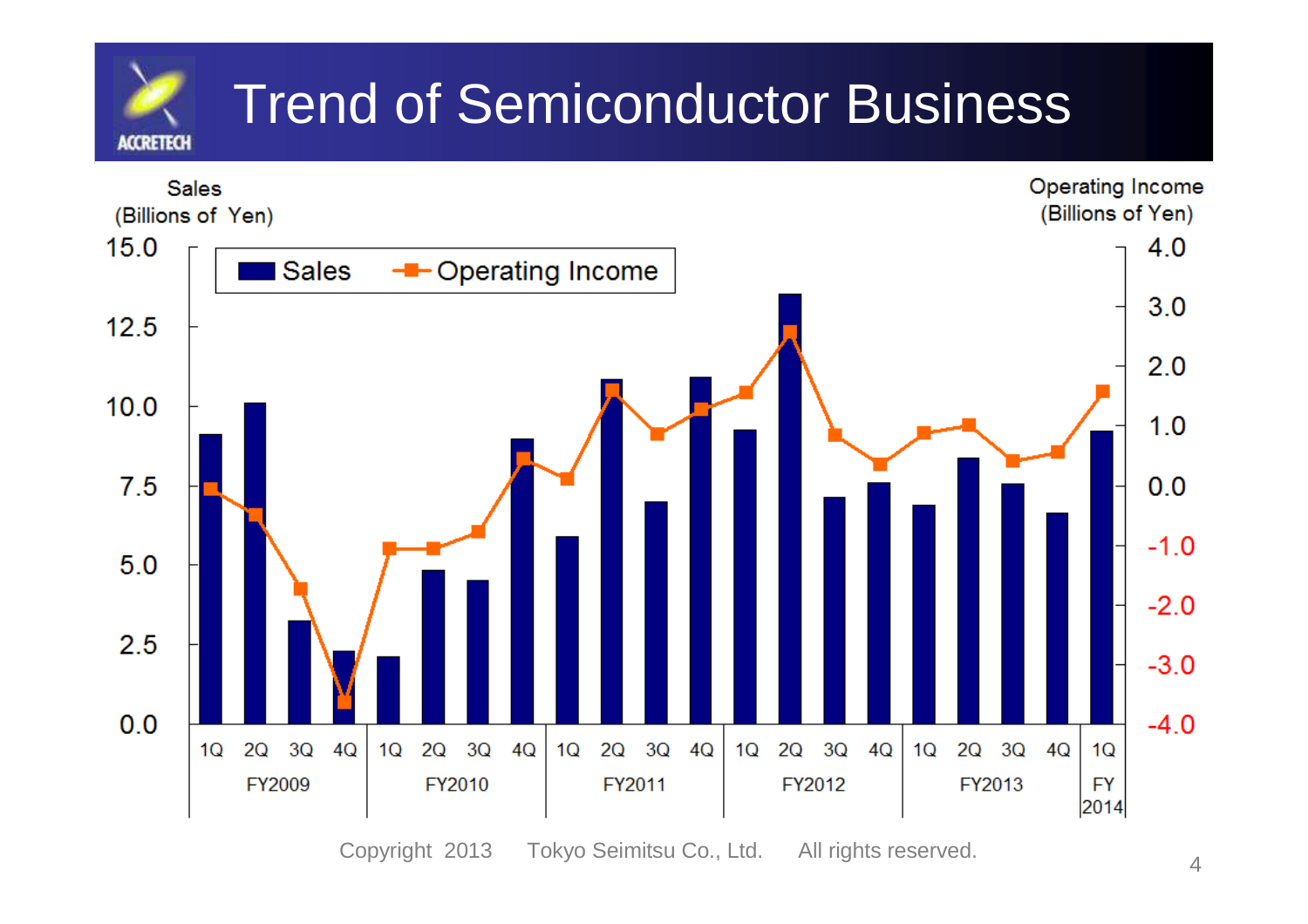# Trend of Semiconductor Business

Sales (Billions of Yen)

Operating Income (Billions of Yen)

Sales | Operating Income

15.0, 12.5, 10.0, 7.5, 5.0, 2.5, 0.0

4.0, 3.0, 2.0, 1.0, 0.0, -1.0, -2.0, -3.0, -4.0

| FY2009 | | | | FY2010 | | | | FY2011 | | | | FY2012 | | | | FY2013 | | | | FY 2014 |
|---|---|---|---|---|---|---|---|---|---|---|---|---|---|---|---|---|---|---|---|---|
| 1Q | 2Q | 3Q | 4Q | 1Q | 2Q | 3Q | 4Q | 1Q | 2Q | 3Q | 4Q | 1Q | 2Q | 3Q | 4Q | 1Q | 2Q | 3Q | 4Q | 1Q |

Copyright 2013 Tokyo Seimitsu Co., Ltd. All rights reserved.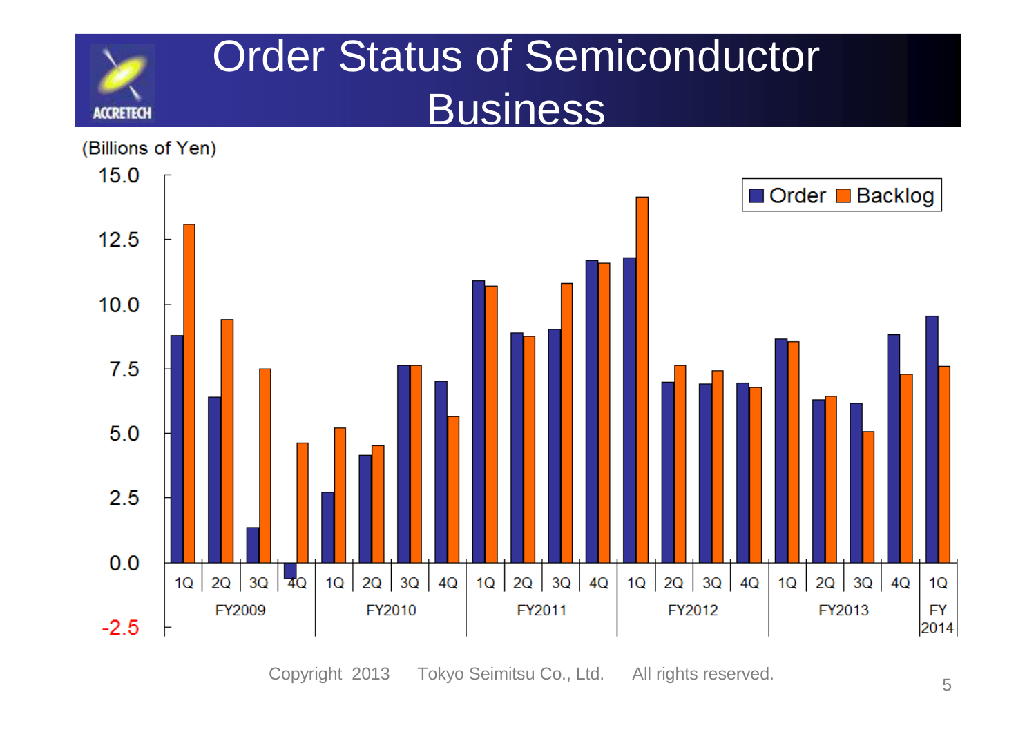# Order Status of Semiconductor Business

(Billions of Yen)

Order / Backlog

FY2009: 1Q, 2Q, 3Q, 4Q
FY2010: 1Q, 2Q, 3Q, 4Q
FY2011: 1Q, 2Q, 3Q, 4Q
FY2012: 1Q, 2Q, 3Q, 4Q
FY2013: 1Q, 2Q, 3Q, 4Q
FY2014: 1Q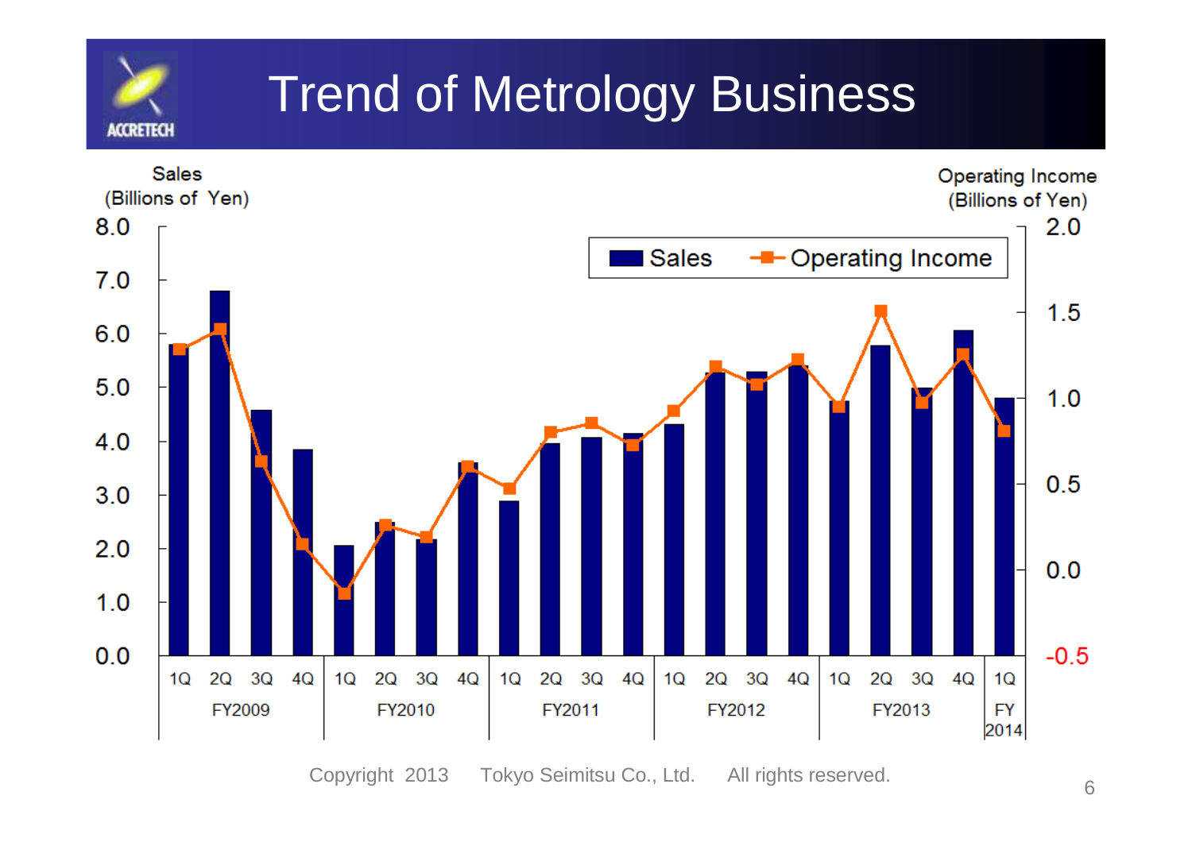# Trend of Metrology Business

Sales (Billions of Yen)

Operating Income (Billions of Yen)

Sales / Operating Income

| | 1Q | 2Q | 3Q | 4Q |
|---|---|---|---|---|
| FY2009 | | | | |
| FY2010 | | | | |
| FY2011 | | | | |
| FY2012 | | | | |
| FY2013 | | | | |
| FY2014 | | | | |

Copyright 2013 Tokyo Seimitsu Co., Ltd. All rights reserved.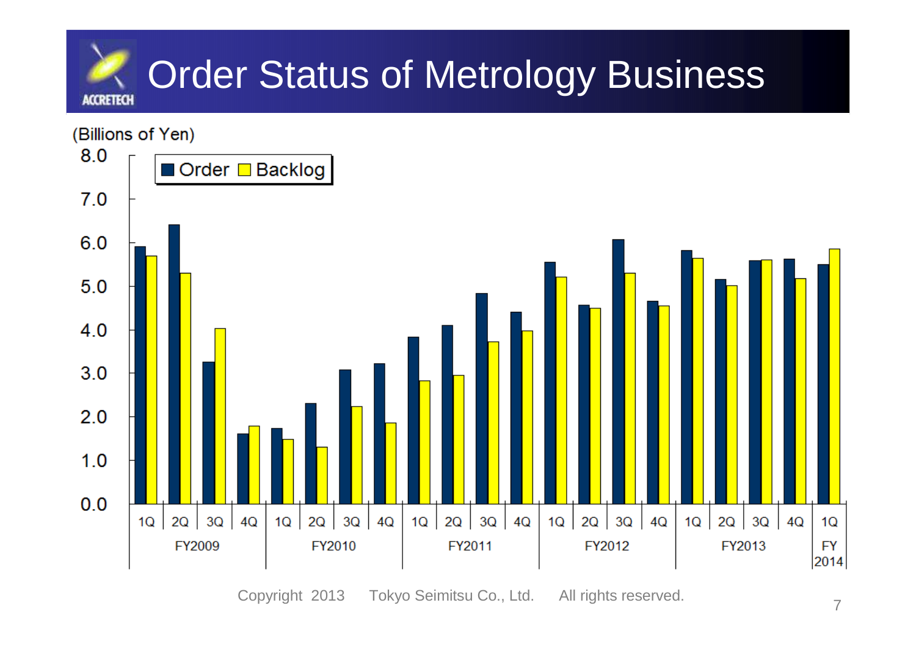# Order Status of Metrology Business

(Billions of Yen)

| Fiscal Year | Quarter | Order | Backlog |
|---|---|---|---|
| FY2009 | 1Q | 5.9 | 5.7 |
| | 2Q | 6.4 | 5.3 |
| | 3Q | 3.2 | 4.0 |
| | 4Q | 1.6 | 1.8 |
| FY2010 | 1Q | 1.7 | 1.5 |
| | 2Q | 2.3 | 1.3 |
| | 3Q | 3.1 | 2.2 |
| | 4Q | 3.2 | 1.9 |
| FY2011 | 1Q | 3.8 | 2.8 |
| | 2Q | 4.1 | 2.9 |
| | 3Q | 4.8 | 3.7 |
| | 4Q | 4.4 | 4.0 |
| FY2012 | 1Q | 5.5 | 5.2 |
| | 2Q | 4.6 | 4.5 |
| | 3Q | 6.1 | 5.3 |
| | 4Q | 4.6 | 4.5 |
| FY2013 | 1Q | 5.8 | 5.6 |
| | 2Q | 5.1 | 5.0 |
| | 3Q | 5.6 | 5.6 |
| | 4Q | 5.6 | 5.2 |
| FY 2014 | 1Q | 5.5 | 5.8 |

Copyright 2013 Tokyo Seimitsu Co., Ltd. All rights reserved.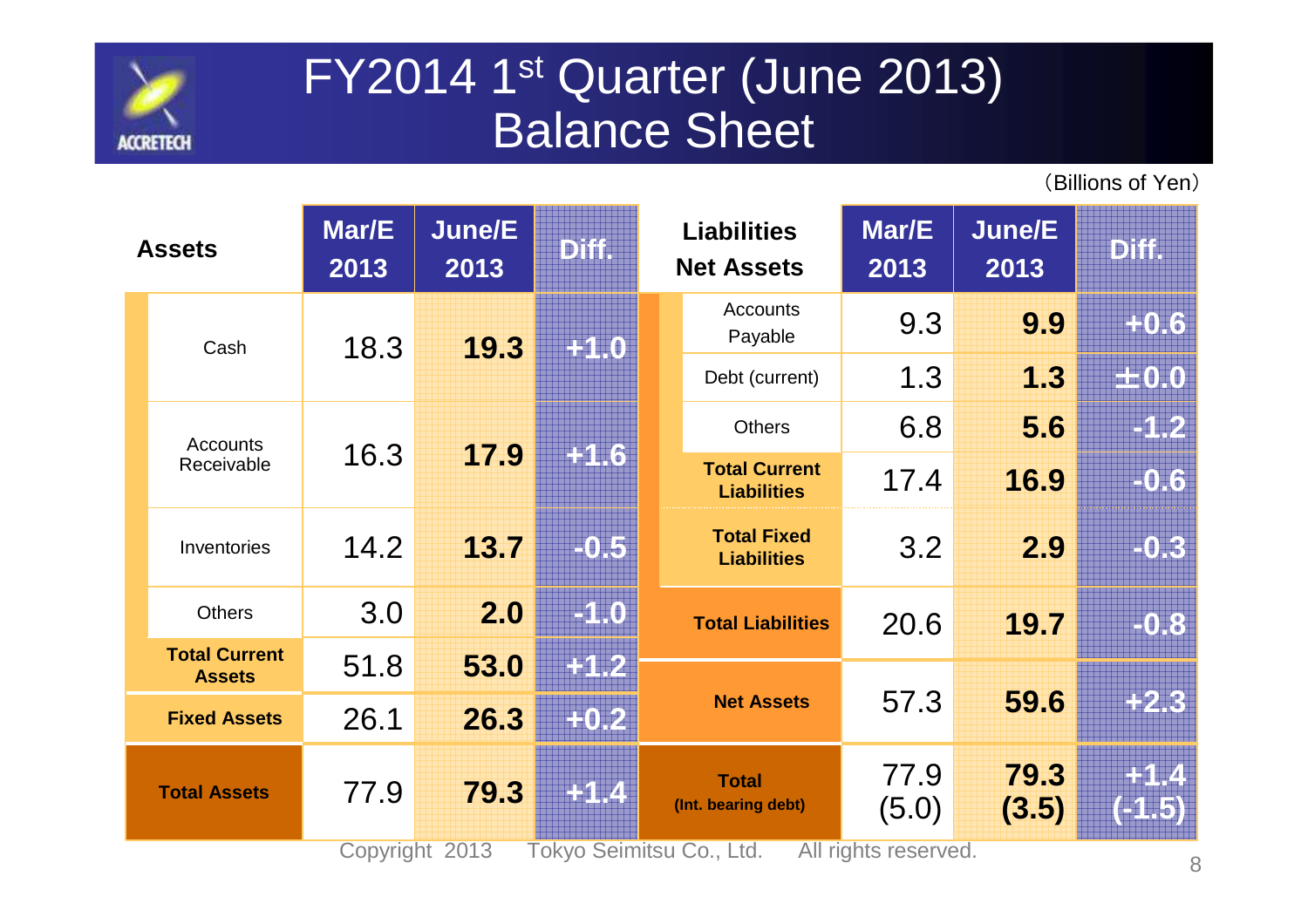# FY2014 1st Quarter (June 2013) Balance Sheet

(Billions of Yen)

| Assets | Mar/E 2013 | June/E 2013 | Diff. |
|---|---|---|---|
| Cash | 18.3 | **19.3** | +1.0 |
| Accounts Receivable | 16.3 | **17.9** | +1.6 |
| Inventories | 14.2 | **13.7** | -0.5 |
| Others | 3.0 | **2.0** | -1.0 |
| **Total Current Assets** | 51.8 | **53.0** | +1.2 |
| **Fixed Assets** | 26.1 | **26.3** | +0.2 |
| **Total Assets** | 77.9 | **79.3** | +1.4 |

| Liabilities Net Assets | Mar/E 2013 | June/E 2013 | Diff. |
|---|---|---|---|
| Accounts Payable | 9.3 | **9.9** | +0.6 |
| Debt (current) | 1.3 | **1.3** | ±0.0 |
| Others | 6.8 | **5.6** | -1.2 |
| **Total Current Liabilities** | 17.4 | **16.9** | -0.6 |
| **Total Fixed Liabilities** | 3.2 | **2.9** | -0.3 |
| **Total Liabilities** | 20.6 | **19.7** | -0.8 |
| **Net Assets** | 57.3 | **59.6** | +2.3 |
| **Total** (Int. bearing debt) | 77.9 (5.0) | **79.3 (3.5)** | +1.4 (-1.5) |

Copyright 2013 Tokyo Seimitsu Co., Ltd. All rights reserved.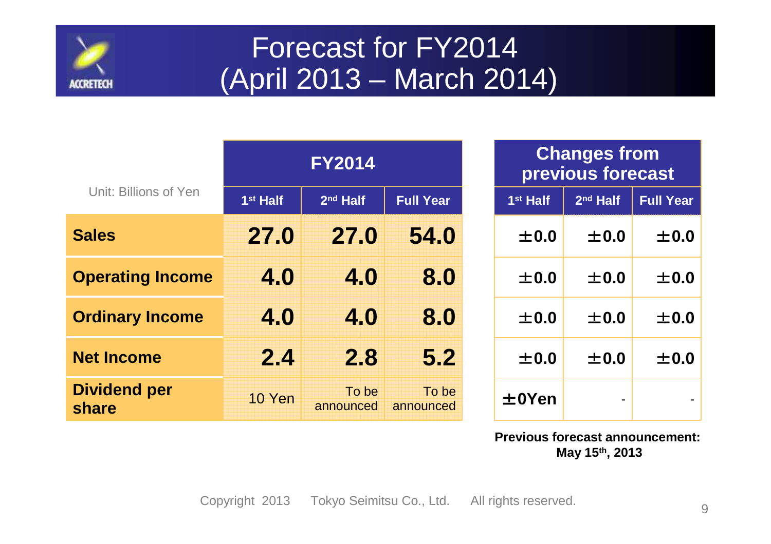# Forecast for FY2014 (April 2013 – March 2014)

| Unit: Billions of Yen | FY2014 | | | Changes from previous forecast | | |
|---|---|---|---|---|---|---|
| | 1st Half | 2nd Half | Full Year | 1st Half | 2nd Half | Full Year |
| **Sales** | **27.0** | **27.0** | **54.0** | **±0.0** | **±0.0** | **±0.0** |
| **Operating Income** | **4.0** | **4.0** | **8.0** | **±0.0** | **±0.0** | **±0.0** |
| **Ordinary Income** | **4.0** | **4.0** | **8.0** | **±0.0** | **±0.0** | **±0.0** |
| **Net Income** | **2.4** | **2.8** | **5.2** | **±0.0** | **±0.0** | **±0.0** |
| **Dividend per share** | 10 Yen | To be announced | To be announced | **±0Yen** | - | - |

**Previous forecast announcement: May 15th, 2013**

Copyright 2013 Tokyo Seimitsu Co., Ltd. All rights reserved.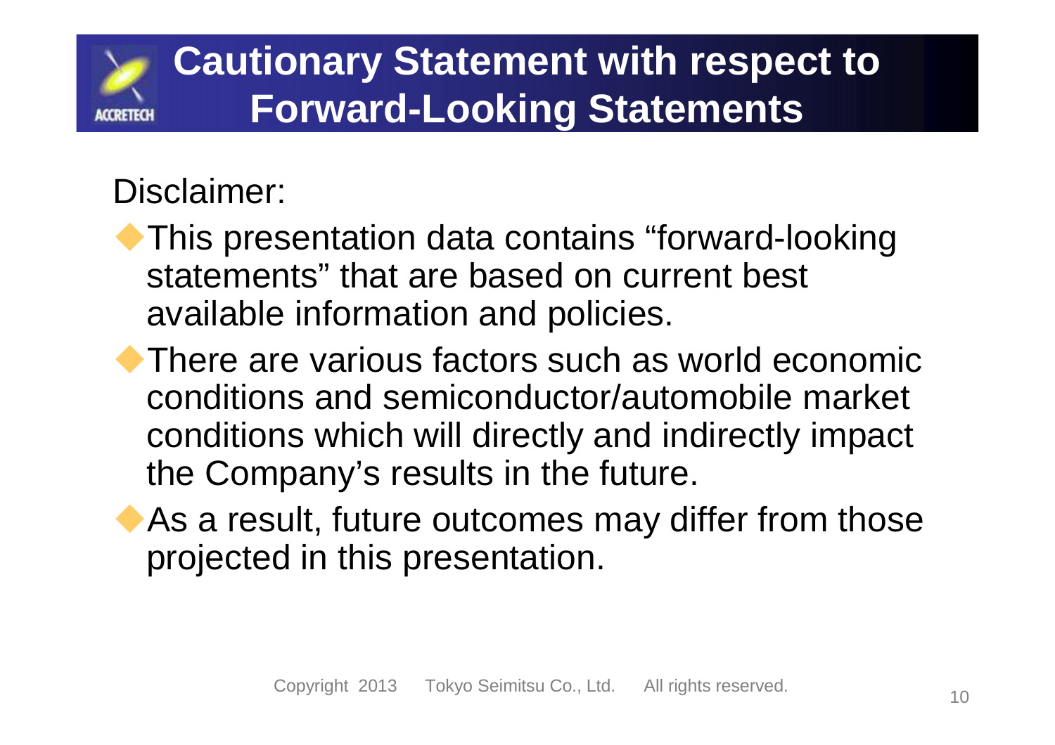# Cautionary Statement with respect to Forward-Looking Statements

Disclaimer:

- This presentation data contains “forward-looking statements” that are based on current best available information and policies.
- There are various factors such as world economic conditions and semiconductor/automobile market conditions which will directly and indirectly impact the Company’s results in the future.
- As a result, future outcomes may differ from those projected in this presentation.

Copyright 2013 Tokyo Seimitsu Co., Ltd. All rights reserved.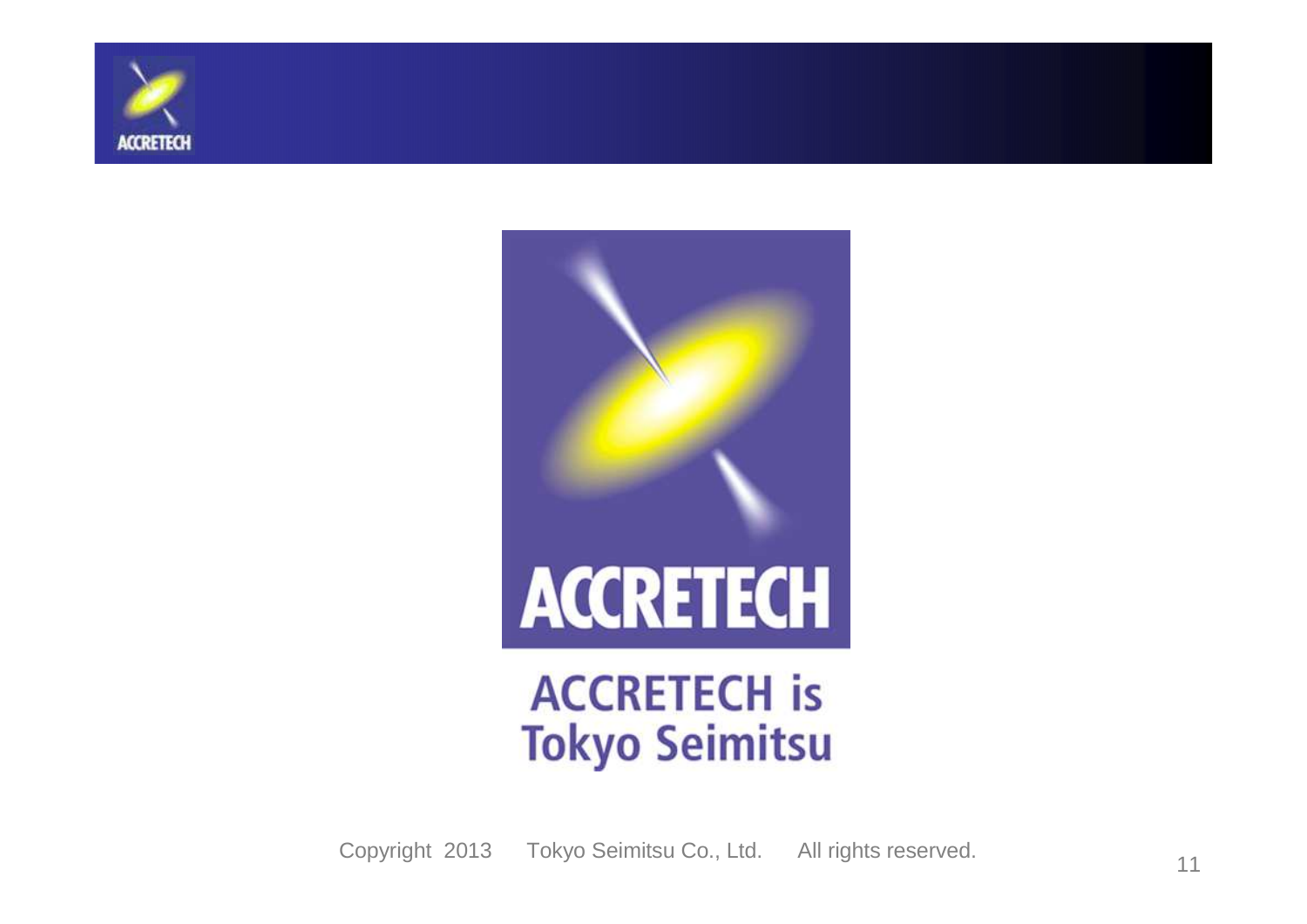ACCRETECH

ACCRETECH is Tokyo Seimitsu

Copyright 2013 Tokyo Seimitsu Co., Ltd. All rights reserved.